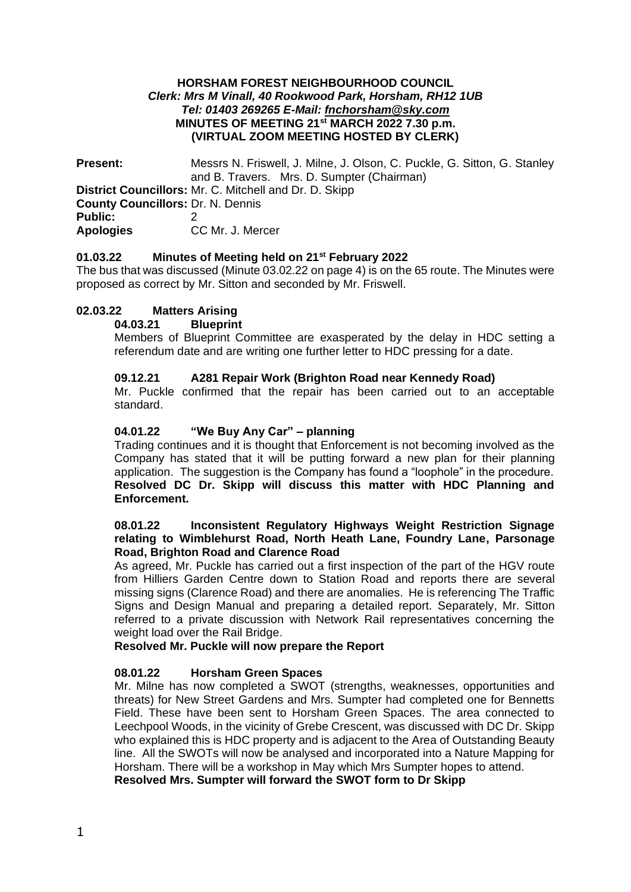**HORSHAM FOREST NEIGHBOURHOOD COUNCIL**
***Clerk: Mrs M Vinall, 40 Rookwood Park, Horsham, RH12 1UB***
***Tel: 01403 269265 E-Mail: fnchorsham@sky.com***
**MINUTES OF MEETING 21st MARCH 2022 7.30 p.m.**
**(VIRTUAL ZOOM MEETING HOSTED BY CLERK)**

**Present:** Messrs N. Friswell, J. Milne, J. Olson, C. Puckle, G. Sitton, G. Stanley and B. Travers. Mrs. D. Sumpter (Chairman)
**District Councillors:** Mr. C. Mitchell and Dr. D. Skipp
**County Councillors:** Dr. N. Dennis
**Public:** 2
**Apologies** CC Mr. J. Mercer

## 01.03.22 Minutes of Meeting held on 21st February 2022

The bus that was discussed (Minute 03.02.22 on page 4) is on the 65 route. The Minutes were proposed as correct by Mr. Sitton and seconded by Mr. Friswell.

## 02.03.22 Matters Arising

### 04.03.21 Blueprint

Members of Blueprint Committee are exasperated by the delay in HDC setting a referendum date and are writing one further letter to HDC pressing for a date.

### 09.12.21 A281 Repair Work (Brighton Road near Kennedy Road)

Mr. Puckle confirmed that the repair has been carried out to an acceptable standard.

### 04.01.22 "We Buy Any Car" – planning

Trading continues and it is thought that Enforcement is not becoming involved as the Company has stated that it will be putting forward a new plan for their planning application. The suggestion is the Company has found a "loophole" in the procedure.
**Resolved DC Dr. Skipp will discuss this matter with HDC Planning and Enforcement.**

### 08.01.22 Inconsistent Regulatory Highways Weight Restriction Signage relating to Wimblehurst Road, North Heath Lane, Foundry Lane, Parsonage Road, Brighton Road and Clarence Road

As agreed, Mr. Puckle has carried out a first inspection of the part of the HGV route from Hilliers Garden Centre down to Station Road and reports there are several missing signs (Clarence Road) and there are anomalies. He is referencing The Traffic Signs and Design Manual and preparing a detailed report. Separately, Mr. Sitton referred to a private discussion with Network Rail representatives concerning the weight load over the Rail Bridge.
**Resolved Mr. Puckle will now prepare the Report**

### 08.01.22 Horsham Green Spaces

Mr. Milne has now completed a SWOT (strengths, weaknesses, opportunities and threats) for New Street Gardens and Mrs. Sumpter had completed one for Bennetts Field. These have been sent to Horsham Green Spaces. The area connected to Leechpool Woods, in the vicinity of Grebe Crescent, was discussed with DC Dr. Skipp who explained this is HDC property and is adjacent to the Area of Outstanding Beauty line. All the SWOTs will now be analysed and incorporated into a Nature Mapping for Horsham. There will be a workshop in May which Mrs Sumpter hopes to attend.
**Resolved Mrs. Sumpter will forward the SWOT form to Dr Skipp**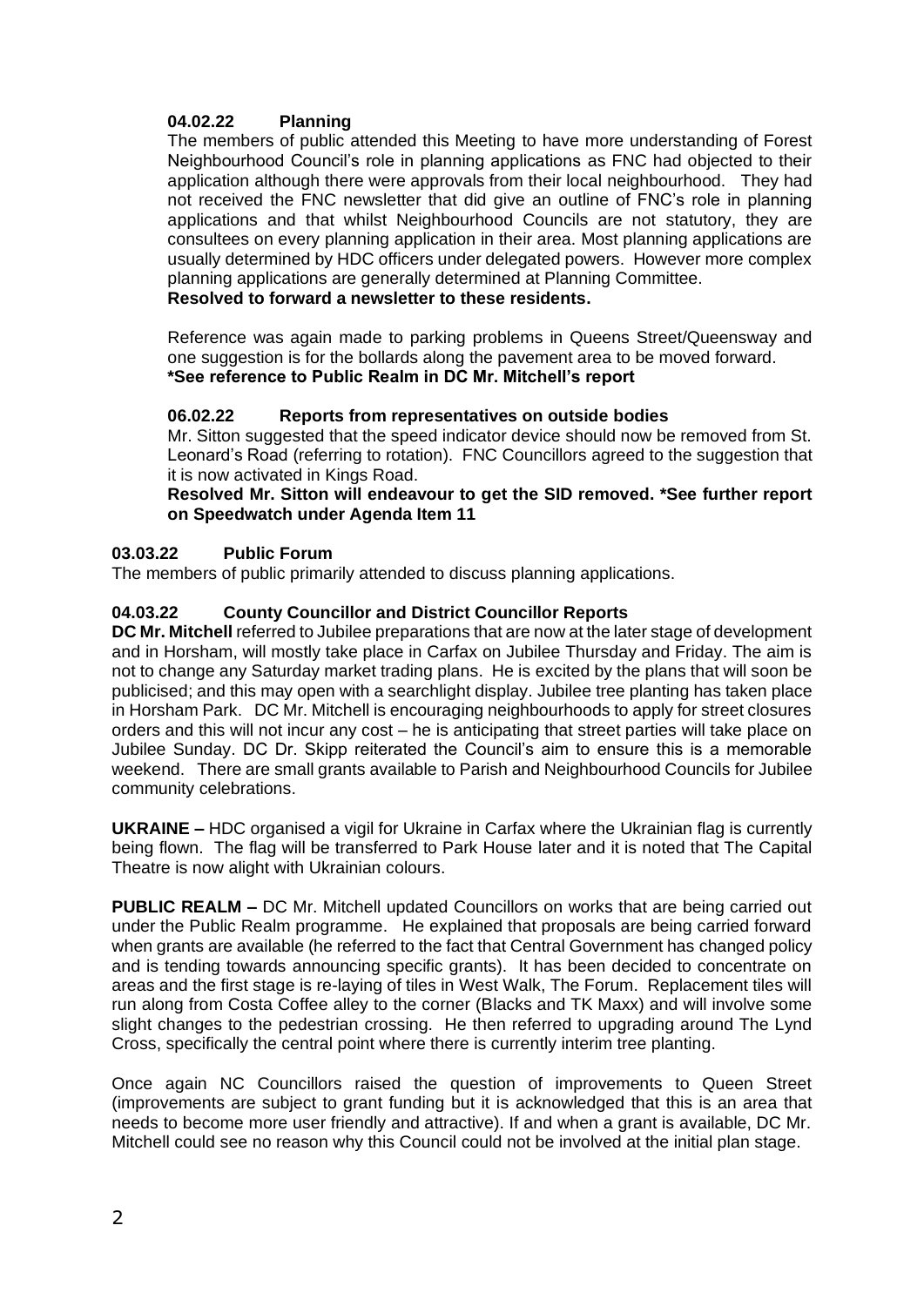### 04.02.22 Planning

The members of public attended this Meeting to have more understanding of Forest Neighbourhood Council's role in planning applications as FNC had objected to their application although there were approvals from their local neighbourhood. They had not received the FNC newsletter that did give an outline of FNC's role in planning applications and that whilst Neighbourhood Councils are not statutory, they are consultees on every planning application in their area. Most planning applications are usually determined by HDC officers under delegated powers. However more complex planning applications are generally determined at Planning Committee.

**Resolved to forward a newsletter to these residents.**

Reference was again made to parking problems in Queens Street/Queensway and one suggestion is for the bollards along the pavement area to be moved forward.
**\*See reference to Public Realm in DC Mr. Mitchell's report**

### 06.02.22 Reports from representatives on outside bodies

Mr. Sitton suggested that the speed indicator device should now be removed from St. Leonard's Road (referring to rotation). FNC Councillors agreed to the suggestion that it is now activated in Kings Road.

**Resolved Mr. Sitton will endeavour to get the SID removed. \*See further report on Speedwatch under Agenda Item 11**

## 03.03.22 Public Forum

The members of public primarily attended to discuss planning applications.

## 04.03.22 County Councillor and District Councillor Reports

**DC Mr. Mitchell** referred to Jubilee preparations that are now at the later stage of development and in Horsham, will mostly take place in Carfax on Jubilee Thursday and Friday. The aim is not to change any Saturday market trading plans. He is excited by the plans that will soon be publicised; and this may open with a searchlight display. Jubilee tree planting has taken place in Horsham Park. DC Mr. Mitchell is encouraging neighbourhoods to apply for street closures orders and this will not incur any cost – he is anticipating that street parties will take place on Jubilee Sunday. DC Dr. Skipp reiterated the Council's aim to ensure this is a memorable weekend. There are small grants available to Parish and Neighbourhood Councils for Jubilee community celebrations.

**UKRAINE –** HDC organised a vigil for Ukraine in Carfax where the Ukrainian flag is currently being flown. The flag will be transferred to Park House later and it is noted that The Capital Theatre is now alight with Ukrainian colours.

**PUBLIC REALM –** DC Mr. Mitchell updated Councillors on works that are being carried out under the Public Realm programme. He explained that proposals are being carried forward when grants are available (he referred to the fact that Central Government has changed policy and is tending towards announcing specific grants). It has been decided to concentrate on areas and the first stage is re-laying of tiles in West Walk, The Forum. Replacement tiles will run along from Costa Coffee alley to the corner (Blacks and TK Maxx) and will involve some slight changes to the pedestrian crossing. He then referred to upgrading around The Lynd Cross, specifically the central point where there is currently interim tree planting.

Once again NC Councillors raised the question of improvements to Queen Street (improvements are subject to grant funding but it is acknowledged that this is an area that needs to become more user friendly and attractive). If and when a grant is available, DC Mr. Mitchell could see no reason why this Council could not be involved at the initial plan stage.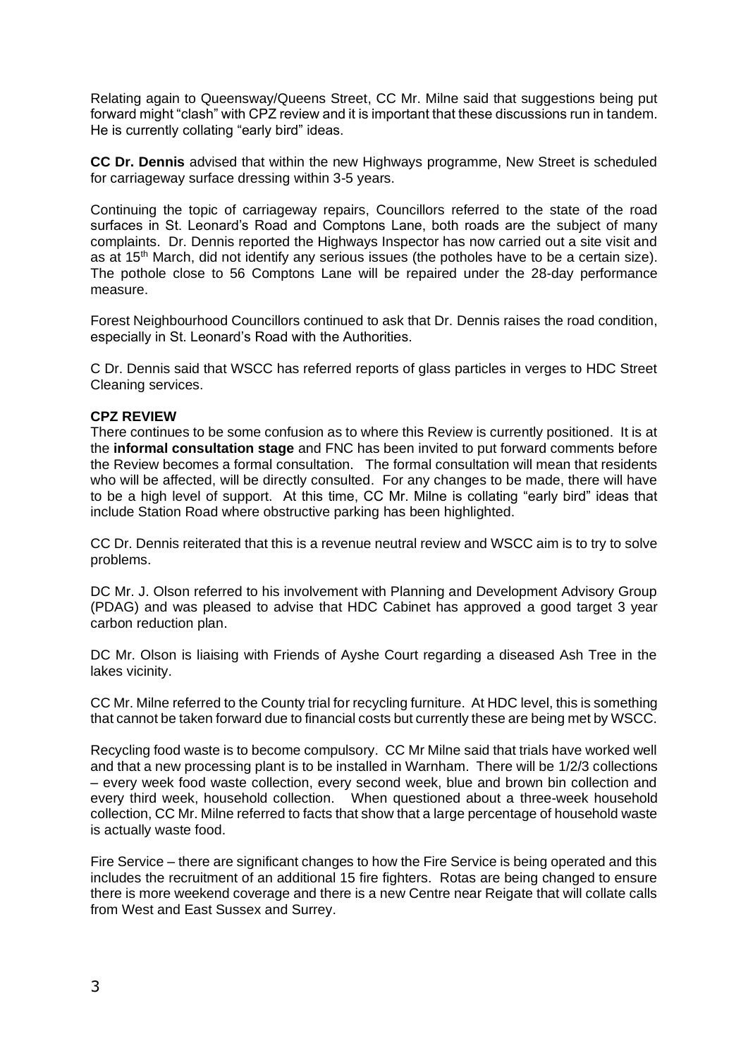Relating again to Queensway/Queens Street, CC Mr. Milne said that suggestions being put forward might "clash" with CPZ review and it is important that these discussions run in tandem. He is currently collating "early bird" ideas.

**CC Dr. Dennis** advised that within the new Highways programme, New Street is scheduled for carriageway surface dressing within 3-5 years.

Continuing the topic of carriageway repairs, Councillors referred to the state of the road surfaces in St. Leonard's Road and Comptons Lane, both roads are the subject of many complaints. Dr. Dennis reported the Highways Inspector has now carried out a site visit and as at 15th March, did not identify any serious issues (the potholes have to be a certain size). The pothole close to 56 Comptons Lane will be repaired under the 28-day performance measure.

Forest Neighbourhood Councillors continued to ask that Dr. Dennis raises the road condition, especially in St. Leonard's Road with the Authorities.

C Dr. Dennis said that WSCC has referred reports of glass particles in verges to HDC Street Cleaning services.

**CPZ REVIEW**

There continues to be some confusion as to where this Review is currently positioned. It is at the **informal consultation stage** and FNC has been invited to put forward comments before the Review becomes a formal consultation. The formal consultation will mean that residents who will be affected, will be directly consulted. For any changes to be made, there will have to be a high level of support. At this time, CC Mr. Milne is collating "early bird" ideas that include Station Road where obstructive parking has been highlighted.

CC Dr. Dennis reiterated that this is a revenue neutral review and WSCC aim is to try to solve problems.

DC Mr. J. Olson referred to his involvement with Planning and Development Advisory Group (PDAG) and was pleased to advise that HDC Cabinet has approved a good target 3 year carbon reduction plan.

DC Mr. Olson is liaising with Friends of Ayshe Court regarding a diseased Ash Tree in the lakes vicinity.

CC Mr. Milne referred to the County trial for recycling furniture. At HDC level, this is something that cannot be taken forward due to financial costs but currently these are being met by WSCC.

Recycling food waste is to become compulsory. CC Mr Milne said that trials have worked well and that a new processing plant is to be installed in Warnham. There will be 1/2/3 collections – every week food waste collection, every second week, blue and brown bin collection and every third week, household collection. When questioned about a three-week household collection, CC Mr. Milne referred to facts that show that a large percentage of household waste is actually waste food.

Fire Service – there are significant changes to how the Fire Service is being operated and this includes the recruitment of an additional 15 fire fighters. Rotas are being changed to ensure there is more weekend coverage and there is a new Centre near Reigate that will collate calls from West and East Sussex and Surrey.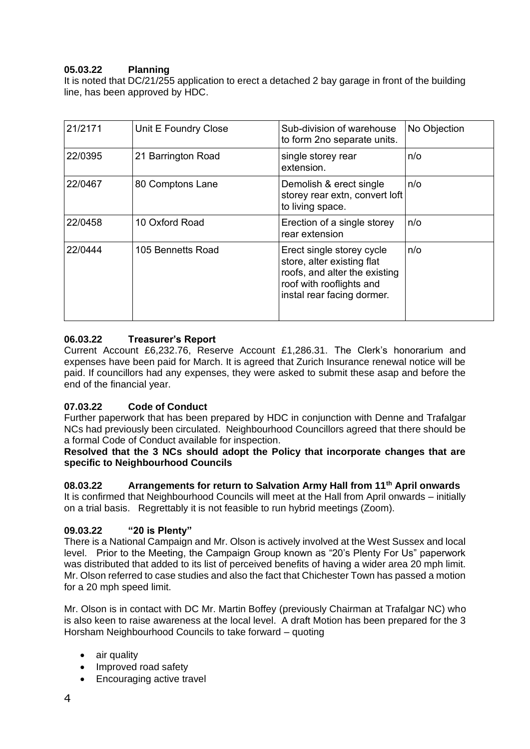**05.03.22 Planning**

It is noted that DC/21/255 application to erect a detached 2 bay garage in front of the building line, has been approved by HDC.

| | | | |
|---|---|---|---|
| 21/2171 | Unit E Foundry Close | Sub-division of warehouse to form 2no separate units. | No Objection |
| 22/0395 | 21 Barrington Road | single storey rear extension. | n/o |
| 22/0467 | 80 Comptons Lane | Demolish & erect single storey rear extn, convert loft to living space. | n/o |
| 22/0458 | 10 Oxford Road | Erection of a single storey rear extension | n/o |
| 22/0444 | 105 Bennetts Road | Erect single storey cycle store, alter existing flat roofs, and alter the existing roof with rooflights and instal rear facing dormer. | n/o |

**06.03.22 Treasurer's Report**

Current Account £6,232.76, Reserve Account £1,286.31. The Clerk's honorarium and expenses have been paid for March. It is agreed that Zurich Insurance renewal notice will be paid. If councillors had any expenses, they were asked to submit these asap and before the end of the financial year.

**07.03.22 Code of Conduct**

Further paperwork that has been prepared by HDC in conjunction with Denne and Trafalgar NCs had previously been circulated. Neighbourhood Councillors agreed that there should be a formal Code of Conduct available for inspection.

**Resolved that the 3 NCs should adopt the Policy that incorporate changes that are specific to Neighbourhood Councils**

**08.03.22 Arrangements for return to Salvation Army Hall from 11th April onwards**

It is confirmed that Neighbourhood Councils will meet at the Hall from April onwards – initially on a trial basis. Regrettably it is not feasible to run hybrid meetings (Zoom).

**09.03.22 "20 is Plenty"**

There is a National Campaign and Mr. Olson is actively involved at the West Sussex and local level. Prior to the Meeting, the Campaign Group known as "20's Plenty For Us" paperwork was distributed that added to its list of perceived benefits of having a wider area 20 mph limit. Mr. Olson referred to case studies and also the fact that Chichester Town has passed a motion for a 20 mph speed limit.

Mr. Olson is in contact with DC Mr. Martin Boffey (previously Chairman at Trafalgar NC) who is also keen to raise awareness at the local level. A draft Motion has been prepared for the 3 Horsham Neighbourhood Councils to take forward – quoting

- air quality
- Improved road safety
- Encouraging active travel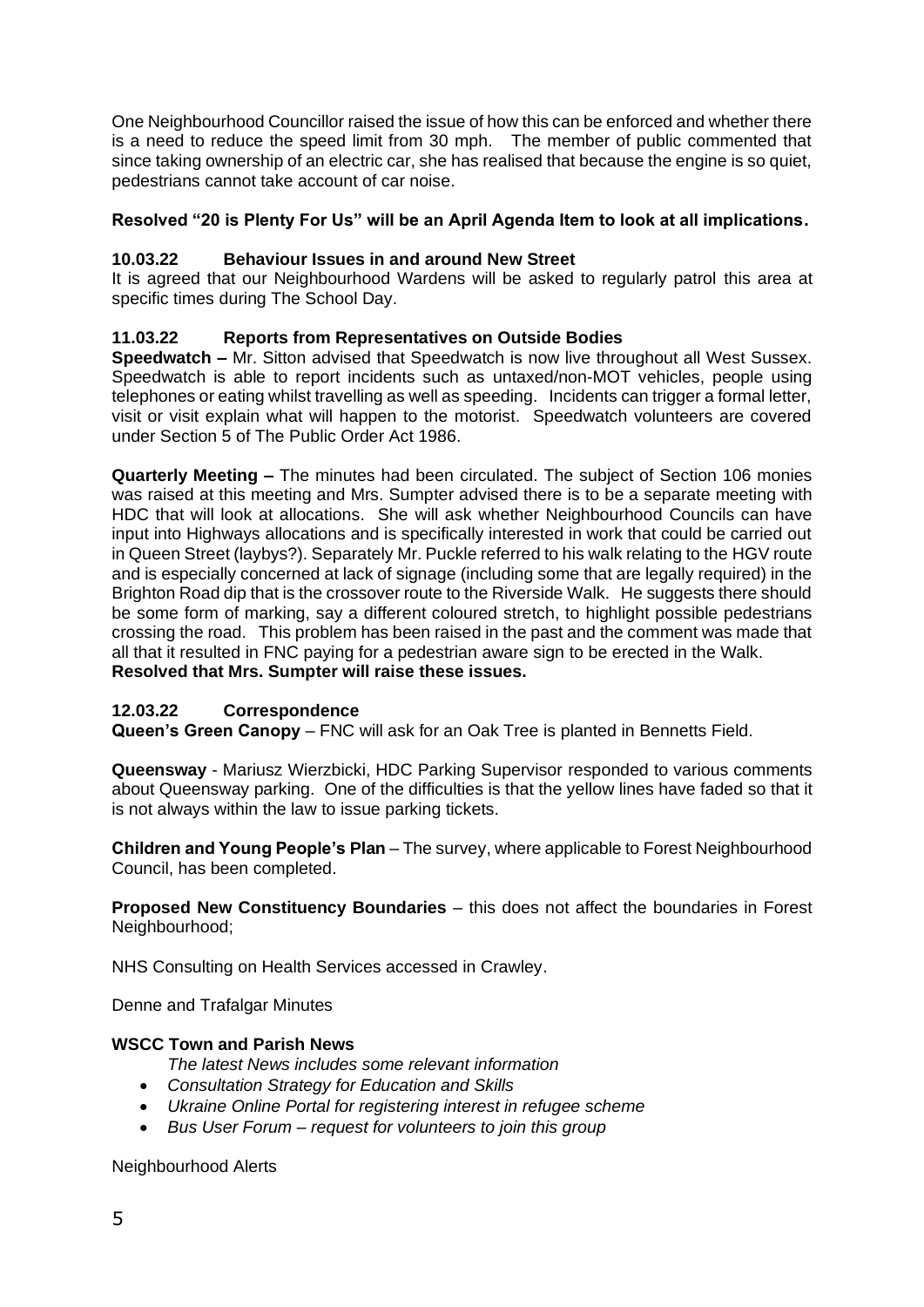One Neighbourhood Councillor raised the issue of how this can be enforced and whether there is a need to reduce the speed limit from 30 mph. The member of public commented that since taking ownership of an electric car, she has realised that because the engine is so quiet, pedestrians cannot take account of car noise.

**Resolved "20 is Plenty For Us" will be an April Agenda Item to look at all implications.**

**10.03.22 Behaviour Issues in and around New Street**

It is agreed that our Neighbourhood Wardens will be asked to regularly patrol this area at specific times during The School Day.

**11.03.22 Reports from Representatives on Outside Bodies**

**Speedwatch –** Mr. Sitton advised that Speedwatch is now live throughout all West Sussex. Speedwatch is able to report incidents such as untaxed/non-MOT vehicles, people using telephones or eating whilst travelling as well as speeding. Incidents can trigger a formal letter, visit or visit explain what will happen to the motorist. Speedwatch volunteers are covered under Section 5 of The Public Order Act 1986.

**Quarterly Meeting –** The minutes had been circulated. The subject of Section 106 monies was raised at this meeting and Mrs. Sumpter advised there is to be a separate meeting with HDC that will look at allocations. She will ask whether Neighbourhood Councils can have input into Highways allocations and is specifically interested in work that could be carried out in Queen Street (laybys?). Separately Mr. Puckle referred to his walk relating to the HGV route and is especially concerned at lack of signage (including some that are legally required) in the Brighton Road dip that is the crossover route to the Riverside Walk. He suggests there should be some form of marking, say a different coloured stretch, to highlight possible pedestrians crossing the road. This problem has been raised in the past and the comment was made that all that it resulted in FNC paying for a pedestrian aware sign to be erected in the Walk.
**Resolved that Mrs. Sumpter will raise these issues.**

**12.03.22 Correspondence**

**Queen's Green Canopy** – FNC will ask for an Oak Tree is planted in Bennetts Field.

**Queensway** - Mariusz Wierzbicki, HDC Parking Supervisor responded to various comments about Queensway parking. One of the difficulties is that the yellow lines have faded so that it is not always within the law to issue parking tickets.

**Children and Young People's Plan** – The survey, where applicable to Forest Neighbourhood Council, has been completed.

**Proposed New Constituency Boundaries** – this does not affect the boundaries in Forest Neighbourhood;

NHS Consulting on Health Services accessed in Crawley.

Denne and Trafalgar Minutes

**WSCC Town and Parish News**

*The latest News includes some relevant information*

- *Consultation Strategy for Education and Skills*
- *Ukraine Online Portal for registering interest in refugee scheme*
- *Bus User Forum – request for volunteers to join this group*

Neighbourhood Alerts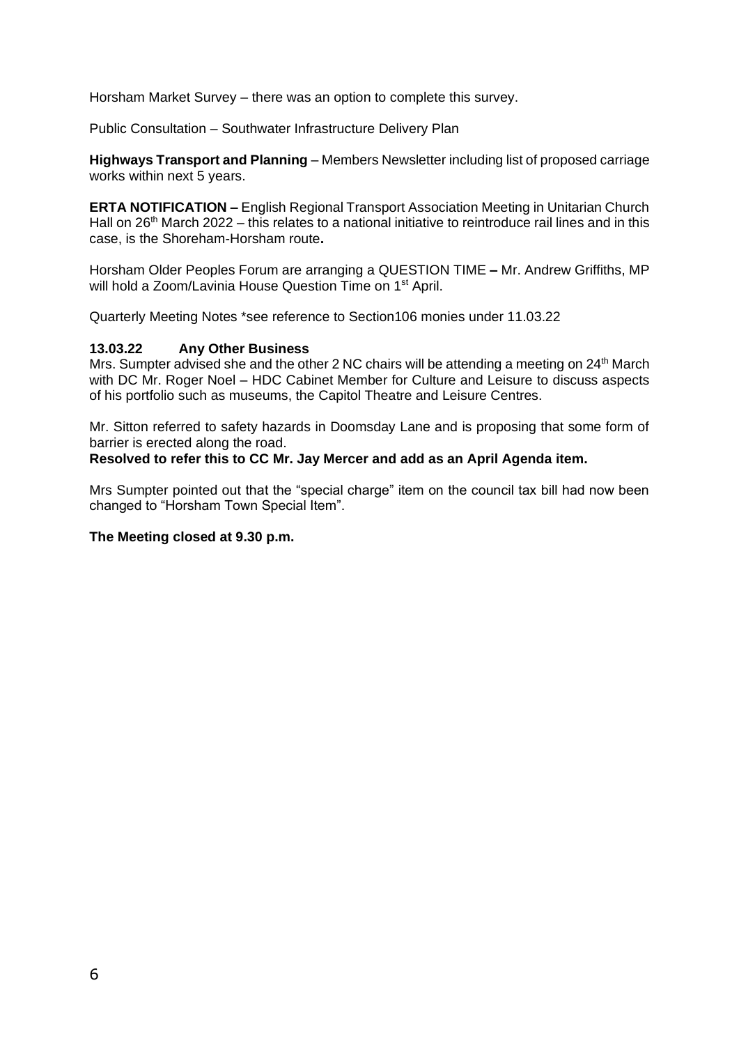Horsham Market Survey – there was an option to complete this survey.

Public Consultation – Southwater Infrastructure Delivery Plan

**Highways Transport and Planning** – Members Newsletter including list of proposed carriage works within next 5 years.

**ERTA NOTIFICATION –** English Regional Transport Association Meeting in Unitarian Church Hall on 26th March 2022 – this relates to a national initiative to reintroduce rail lines and in this case, is the Shoreham-Horsham route**.**

Horsham Older Peoples Forum are arranging a QUESTION TIME **–** Mr. Andrew Griffiths, MP will hold a Zoom/Lavinia House Question Time on 1st April.

Quarterly Meeting Notes *see reference to Section106 monies under 11.03.22

### 13.03.22 Any Other Business

Mrs. Sumpter advised she and the other 2 NC chairs will be attending a meeting on 24th March with DC Mr. Roger Noel – HDC Cabinet Member for Culture and Leisure to discuss aspects of his portfolio such as museums, the Capitol Theatre and Leisure Centres.

Mr. Sitton referred to safety hazards in Doomsday Lane and is proposing that some form of barrier is erected along the road.

**Resolved to refer this to CC Mr. Jay Mercer and add as an April Agenda item.**

Mrs Sumpter pointed out that the "special charge" item on the council tax bill had now been changed to "Horsham Town Special Item".

**The Meeting closed at 9.30 p.m.**